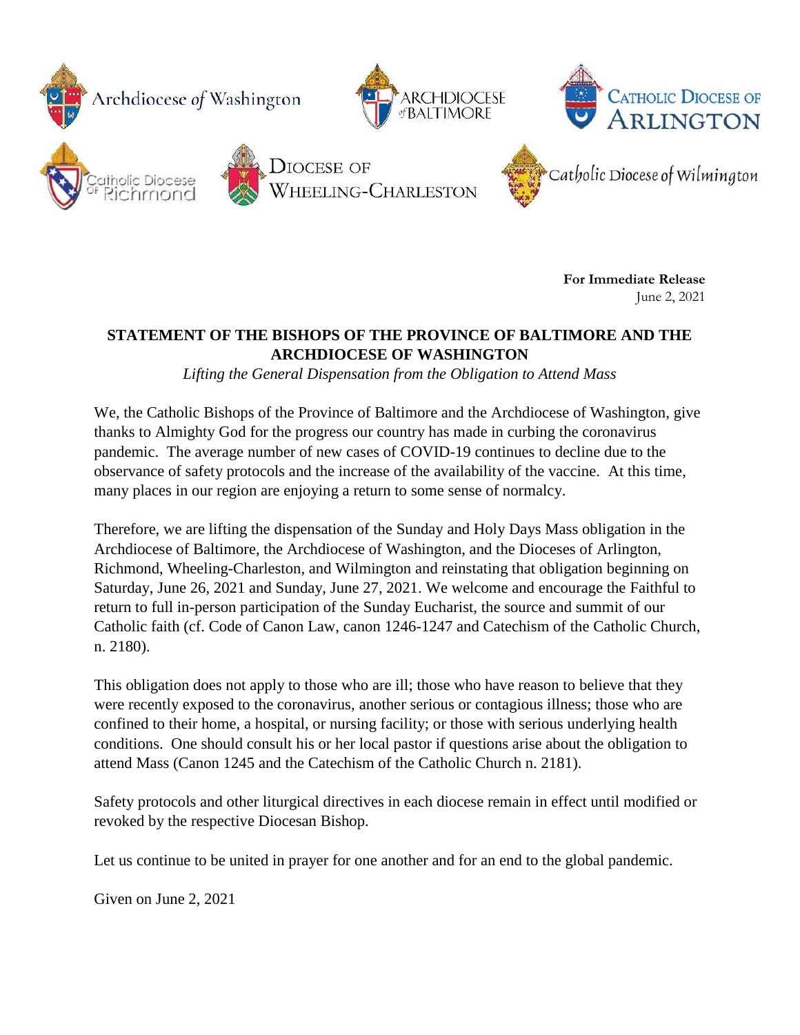Archdiocese of Washington

Archdiocese of Baltimore

Catholic Diocese of Arlington

Catholic Diocese of Richmond

Diocese of Wheeling-Charleston

Catholic Diocese of Wilmington

**For Immediate Release**
June 2, 2021

## STATEMENT OF THE BISHOPS OF THE PROVINCE OF BALTIMORE AND THE ARCHDIOCESE OF WASHINGTON

*Lifting the General Dispensation from the Obligation to Attend Mass*

We, the Catholic Bishops of the Province of Baltimore and the Archdiocese of Washington, give thanks to Almighty God for the progress our country has made in curbing the coronavirus pandemic. The average number of new cases of COVID-19 continues to decline due to the observance of safety protocols and the increase of the availability of the vaccine. At this time, many places in our region are enjoying a return to some sense of normalcy.

Therefore, we are lifting the dispensation of the Sunday and Holy Days Mass obligation in the Archdiocese of Baltimore, the Archdiocese of Washington, and the Dioceses of Arlington, Richmond, Wheeling-Charleston, and Wilmington and reinstating that obligation beginning on Saturday, June 26, 2021 and Sunday, June 27, 2021. We welcome and encourage the Faithful to return to full in-person participation of the Sunday Eucharist, the source and summit of our Catholic faith (cf. Code of Canon Law, canon 1246-1247 and Catechism of the Catholic Church, n. 2180).

This obligation does not apply to those who are ill; those who have reason to believe that they were recently exposed to the coronavirus, another serious or contagious illness; those who are confined to their home, a hospital, or nursing facility; or those with serious underlying health conditions. One should consult his or her local pastor if questions arise about the obligation to attend Mass (Canon 1245 and the Catechism of the Catholic Church n. 2181).

Safety protocols and other liturgical directives in each diocese remain in effect until modified or revoked by the respective Diocesan Bishop.

Let us continue to be united in prayer for one another and for an end to the global pandemic.

Given on June 2, 2021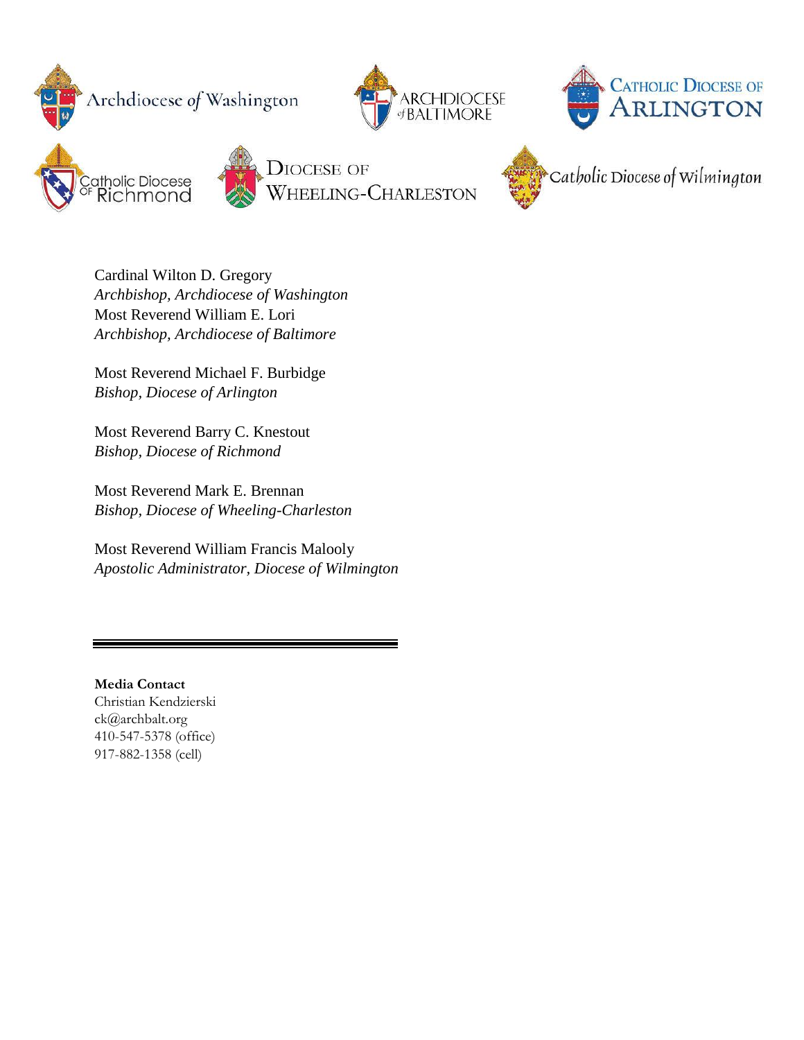Archdiocese of Washington

ARCHDIOCESE of BALTIMORE

CATHOLIC DIOCESE OF ARLINGTON

Catholic Diocese OF Richmond

DIOCESE OF WHEELING-CHARLESTON

Catholic Diocese of Wilmington

Cardinal Wilton D. Gregory
*Archbishop, Archdiocese of Washington*
Most Reverend William E. Lori
*Archbishop, Archdiocese of Baltimore*

Most Reverend Michael F. Burbidge
*Bishop, Diocese of Arlington*

Most Reverend Barry C. Knestout
*Bishop, Diocese of Richmond*

Most Reverend Mark E. Brennan
*Bishop, Diocese of Wheeling-Charleston*

Most Reverend William Francis Malooly
*Apostolic Administrator, Diocese of Wilmington*

---

**Media Contact**
Christian Kendzierski
ck@archbalt.org
410-547-5378 (office)
917-882-1358 (cell)